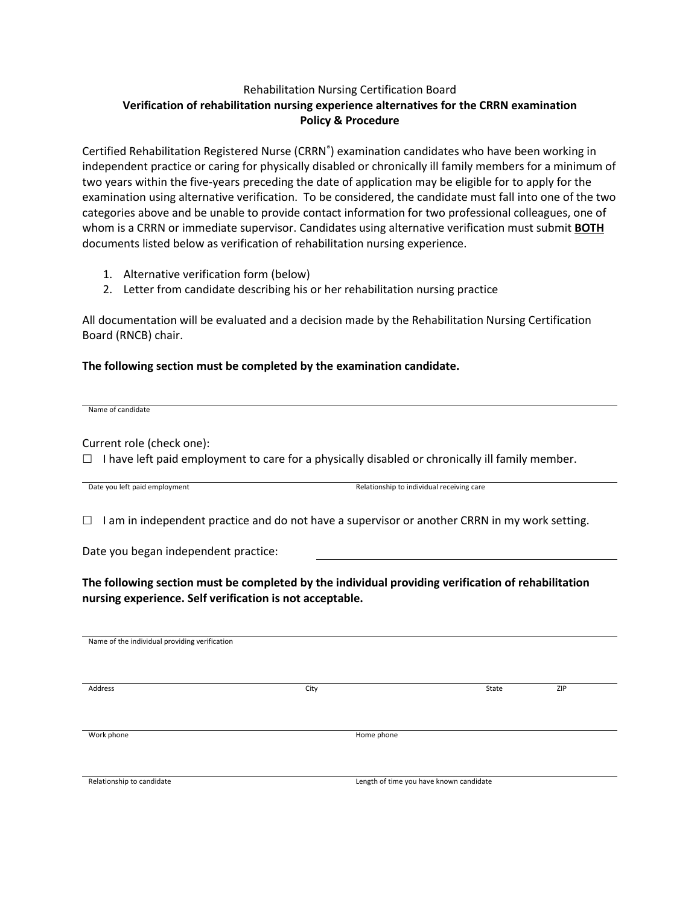Rehabilitation Nursing Certification Board

**Verification of rehabilitation nursing experience alternatives for the CRRN examination**
**Policy & Procedure**

Certified Rehabilitation Registered Nurse (CRRN®) examination candidates who have been working in independent practice or caring for physically disabled or chronically ill family members for a minimum of two years within the five-years preceding the date of application may be eligible for to apply for the examination using alternative verification. To be considered, the candidate must fall into one of the two categories above and be unable to provide contact information for two professional colleagues, one of whom is a CRRN or immediate supervisor. Candidates using alternative verification must submit **BOTH** documents listed below as verification of rehabilitation nursing experience.

1. Alternative verification form (below)
2. Letter from candidate describing his or her rehabilitation nursing practice

All documentation will be evaluated and a decision made by the Rehabilitation Nursing Certification Board (RNCB) chair.

**The following section must be completed by the examination candidate.**

______________________________
Name of candidate

Current role (check one):

☐ I have left paid employment to care for a physically disabled or chronically ill family member.

______________________________ ______________________________
Date you left paid employment | Relationship to individual receiving care

☐ I am in independent practice and do not have a supervisor or another CRRN in my work setting.

Date you began independent practice: ______________________________

**The following section must be completed by the individual providing verification of rehabilitation nursing experience. Self verification is not acceptable.**

______________________________
Name of the individual providing verification

______________________________
Address | City | State | ZIP

______________________________
Work phone | Home phone

______________________________
Relationship to candidate | Length of time you have known candidate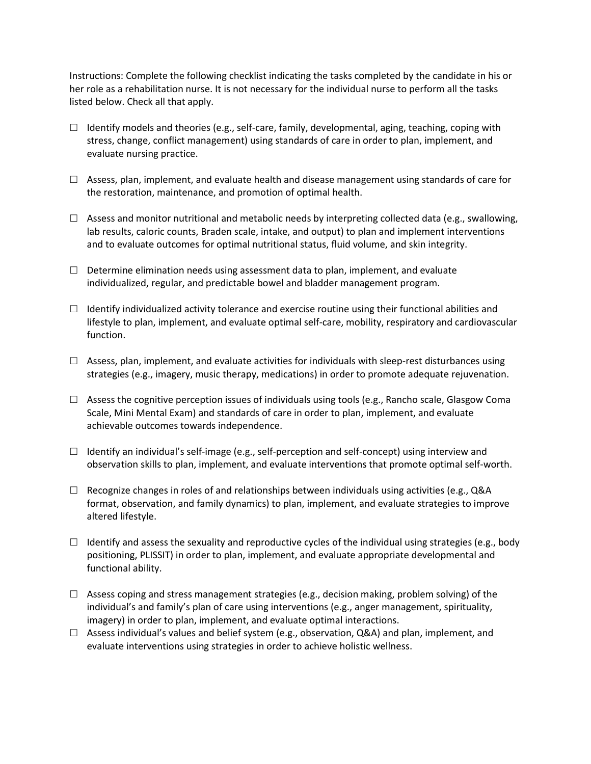Instructions: Complete the following checklist indicating the tasks completed by the candidate in his or her role as a rehabilitation nurse. It is not necessary for the individual nurse to perform all the tasks listed below. Check all that apply.

- ☐ Identify models and theories (e.g., self-care, family, developmental, aging, teaching, coping with stress, change, conflict management) using standards of care in order to plan, implement, and evaluate nursing practice.

- ☐ Assess, plan, implement, and evaluate health and disease management using standards of care for the restoration, maintenance, and promotion of optimal health.

- ☐ Assess and monitor nutritional and metabolic needs by interpreting collected data (e.g., swallowing, lab results, caloric counts, Braden scale, intake, and output) to plan and implement interventions and to evaluate outcomes for optimal nutritional status, fluid volume, and skin integrity.

- ☐ Determine elimination needs using assessment data to plan, implement, and evaluate individualized, regular, and predictable bowel and bladder management program.

- ☐ Identify individualized activity tolerance and exercise routine using their functional abilities and lifestyle to plan, implement, and evaluate optimal self-care, mobility, respiratory and cardiovascular function.

- ☐ Assess, plan, implement, and evaluate activities for individuals with sleep-rest disturbances using strategies (e.g., imagery, music therapy, medications) in order to promote adequate rejuvenation.

- ☐ Assess the cognitive perception issues of individuals using tools (e.g., Rancho scale, Glasgow Coma Scale, Mini Mental Exam) and standards of care in order to plan, implement, and evaluate achievable outcomes towards independence.

- ☐ Identify an individual's self-image (e.g., self-perception and self-concept) using interview and observation skills to plan, implement, and evaluate interventions that promote optimal self-worth.

- ☐ Recognize changes in roles of and relationships between individuals using activities (e.g., Q&A format, observation, and family dynamics) to plan, implement, and evaluate strategies to improve altered lifestyle.

- ☐ Identify and assess the sexuality and reproductive cycles of the individual using strategies (e.g., body positioning, PLISSIT) in order to plan, implement, and evaluate appropriate developmental and functional ability.

- ☐ Assess coping and stress management strategies (e.g., decision making, problem solving) of the individual's and family's plan of care using interventions (e.g., anger management, spirituality, imagery) in order to plan, implement, and evaluate optimal interactions.
- ☐ Assess individual's values and belief system (e.g., observation, Q&A) and plan, implement, and evaluate interventions using strategies in order to achieve holistic wellness.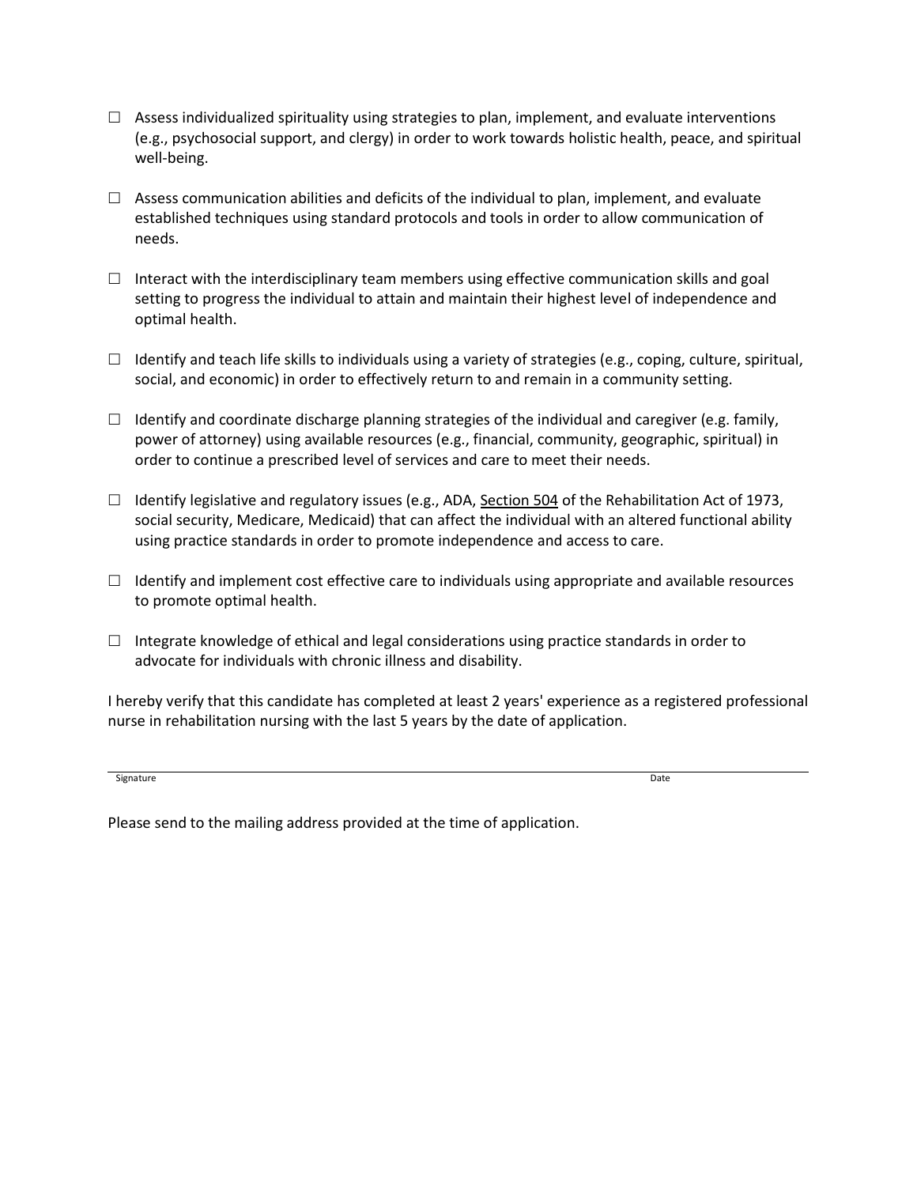- ☐ Assess individualized spirituality using strategies to plan, implement, and evaluate interventions (e.g., psychosocial support, and clergy) in order to work towards holistic health, peace, and spiritual well-being.

- ☐ Assess communication abilities and deficits of the individual to plan, implement, and evaluate established techniques using standard protocols and tools in order to allow communication of needs.

- ☐ Interact with the interdisciplinary team members using effective communication skills and goal setting to progress the individual to attain and maintain their highest level of independence and optimal health.

- ☐ Identify and teach life skills to individuals using a variety of strategies (e.g., coping, culture, spiritual, social, and economic) in order to effectively return to and remain in a community setting.

- ☐ Identify and coordinate discharge planning strategies of the individual and caregiver (e.g. family, power of attorney) using available resources (e.g., financial, community, geographic, spiritual) in order to continue a prescribed level of services and care to meet their needs.

- ☐ Identify legislative and regulatory issues (e.g., ADA, Section 504 of the Rehabilitation Act of 1973, social security, Medicare, Medicaid) that can affect the individual with an altered functional ability using practice standards in order to promote independence and access to care.

- ☐ Identify and implement cost effective care to individuals using appropriate and available resources to promote optimal health.

- ☐ Integrate knowledge of ethical and legal considerations using practice standards in order to advocate for individuals with chronic illness and disability.

I hereby verify that this candidate has completed at least 2 years' experience as a registered professional nurse in rehabilitation nursing with the last 5 years by the date of application.

Signature Date

Please send to the mailing address provided at the time of application.